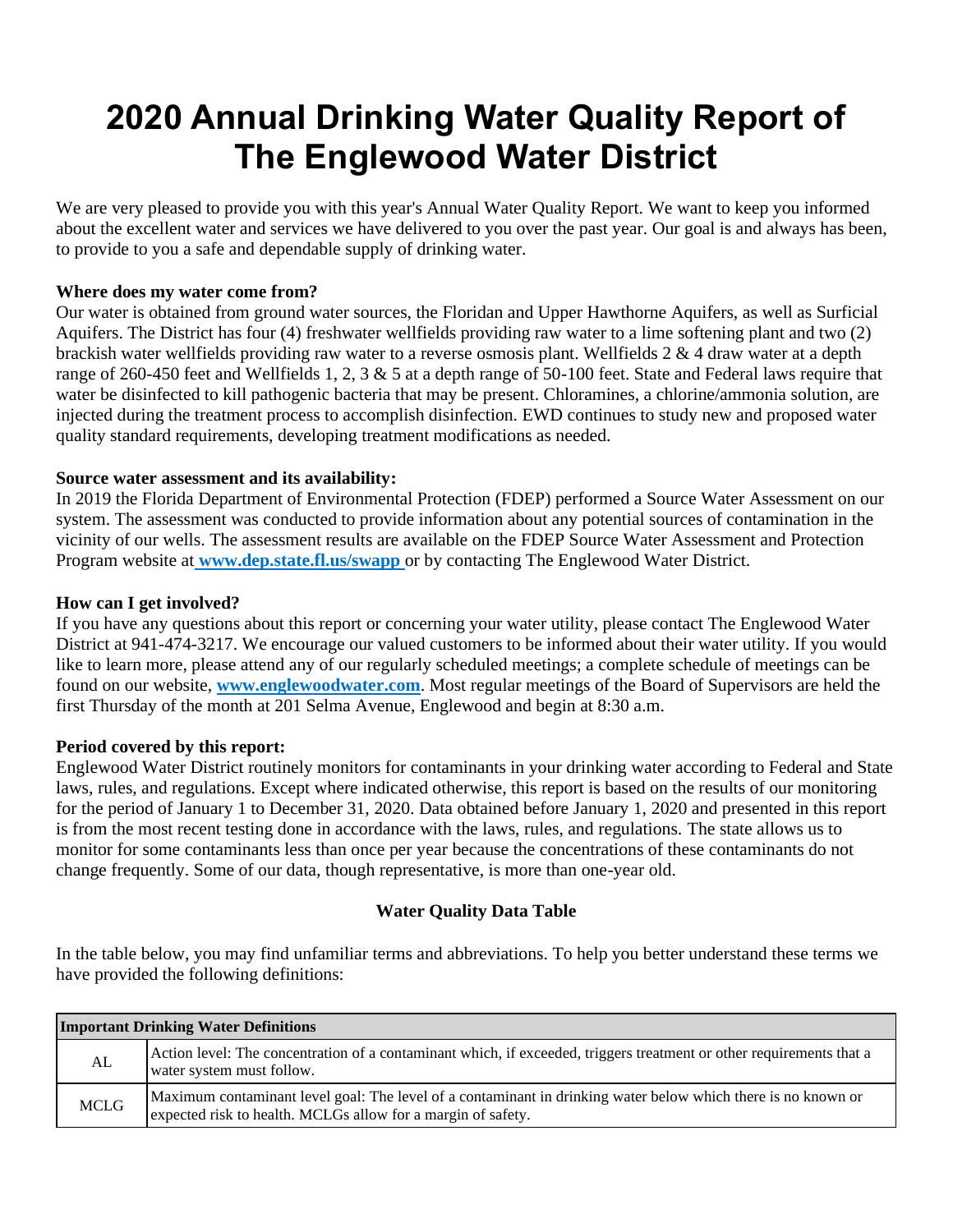# 2020 Annual Drinking Water Quality Report of The Englewood Water District

We are very pleased to provide you with this year's Annual Water Quality Report. We want to keep you informed about the excellent water and services we have delivered to you over the past year. Our goal is and always has been, to provide to you a safe and dependable supply of drinking water.

**Where does my water come from?**

Our water is obtained from ground water sources, the Floridan and Upper Hawthorne Aquifers, as well as Surficial Aquifers. The District has four (4) freshwater wellfields providing raw water to a lime softening plant and two (2) brackish water wellfields providing raw water to a reverse osmosis plant. Wellfields 2 & 4 draw water at a depth range of 260-450 feet and Wellfields 1, 2, 3 & 5 at a depth range of 50-100 feet. State and Federal laws require that water be disinfected to kill pathogenic bacteria that may be present. Chloramines, a chlorine/ammonia solution, are injected during the treatment process to accomplish disinfection. EWD continues to study new and proposed water quality standard requirements, developing treatment modifications as needed.

**Source water assessment and its availability:**

In 2019 the Florida Department of Environmental Protection (FDEP) performed a Source Water Assessment on our system. The assessment was conducted to provide information about any potential sources of contamination in the vicinity of our wells. The assessment results are available on the FDEP Source Water Assessment and Protection Program website at **www.dep.state.fl.us/swapp** or by contacting The Englewood Water District.

**How can I get involved?**

If you have any questions about this report or concerning your water utility, please contact The Englewood Water District at 941-474-3217. We encourage our valued customers to be informed about their water utility. If you would like to learn more, please attend any of our regularly scheduled meetings; a complete schedule of meetings can be found on our website, **www.englewoodwater.com**. Most regular meetings of the Board of Supervisors are held the first Thursday of the month at 201 Selma Avenue, Englewood and begin at 8:30 a.m.

**Period covered by this report:**

Englewood Water District routinely monitors for contaminants in your drinking water according to Federal and State laws, rules, and regulations. Except where indicated otherwise, this report is based on the results of our monitoring for the period of January 1 to December 31, 2020. Data obtained before January 1, 2020 and presented in this report is from the most recent testing done in accordance with the laws, rules, and regulations. The state allows us to monitor for some contaminants less than once per year because the concentrations of these contaminants do not change frequently. Some of our data, though representative, is more than one-year old.

**Water Quality Data Table**

In the table below, you may find unfamiliar terms and abbreviations. To help you better understand these terms we have provided the following definitions:

| Important Drinking Water Definitions | |
|---|---|
| AL | Action level: The concentration of a contaminant which, if exceeded, triggers treatment or other requirements that a water system must follow. |
| MCLG | Maximum contaminant level goal: The level of a contaminant in drinking water below which there is no known or expected risk to health. MCLGs allow for a margin of safety. |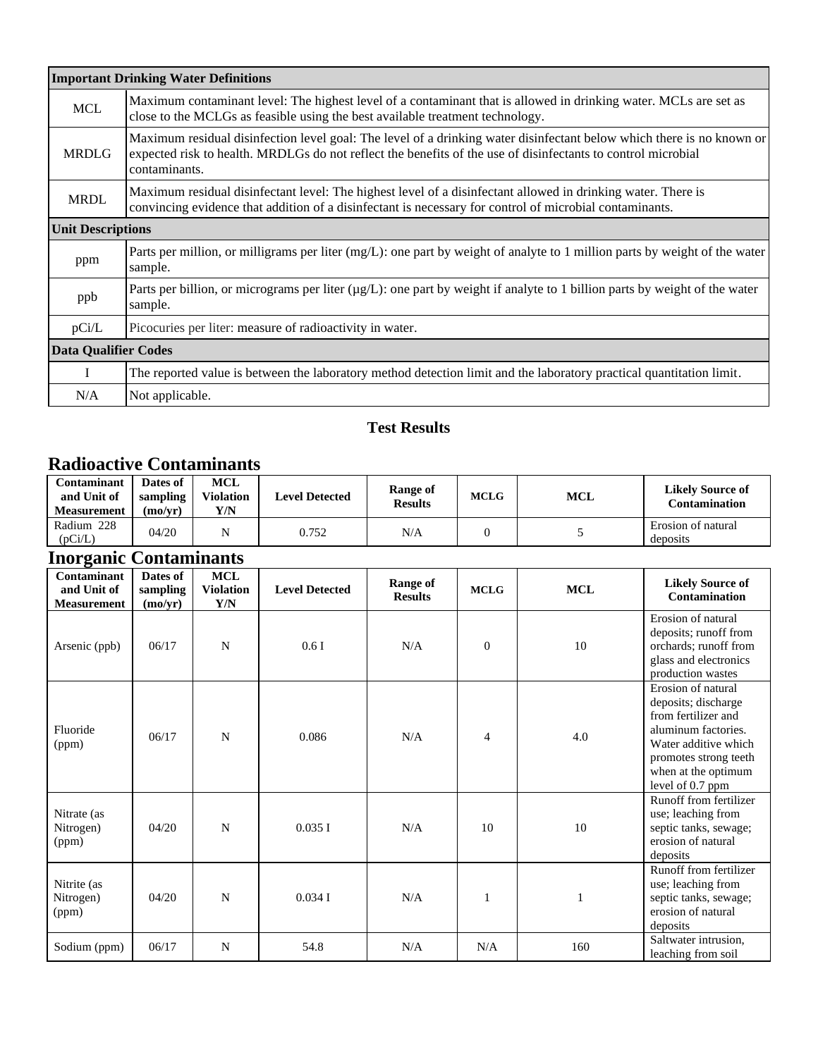| Important Drinking Water Definitions | |
|---|---|
| MCL | Maximum contaminant level: The highest level of a contaminant that is allowed in drinking water. MCLs are set as close to the MCLGs as feasible using the best available treatment technology. |
| MRDLG | Maximum residual disinfection level goal: The level of a drinking water disinfectant below which there is no known or expected risk to health. MRDLGs do not reflect the benefits of the use of disinfectants to control microbial contaminants. |
| MRDL | Maximum residual disinfectant level: The highest level of a disinfectant allowed in drinking water. There is convincing evidence that addition of a disinfectant is necessary for control of microbial contaminants. |
| **Unit Descriptions** | |
| ppm | Parts per million, or milligrams per liter (mg/L): one part by weight of analyte to 1 million parts by weight of the water sample. |
| ppb | Parts per billion, or micrograms per liter (µg/L): one part by weight if analyte to 1 billion parts by weight of the water sample. |
| pCi/L | Picocuries per liter: measure of radioactivity in water. |
| **Data Qualifier Codes** | |
| I | The reported value is between the laboratory method detection limit and the laboratory practical quantitation limit. |
| N/A | Not applicable. |

## Test Results

### Radioactive Contaminants

| Contaminant and Unit of Measurement | Dates of sampling (mo/yr) | MCL Violation Y/N | Level Detected | Range of Results | MCLG | MCL | Likely Source of Contamination |
|---|---|---|---|---|---|---|---|
| Radium 228 (pCi/L) | 04/20 | N | 0.752 | N/A | 0 | 5 | Erosion of natural deposits |

### Inorganic Contaminants

| Contaminant and Unit of Measurement | Dates of sampling (mo/yr) | MCL Violation Y/N | Level Detected | Range of Results | MCLG | MCL | Likely Source of Contamination |
|---|---|---|---|---|---|---|---|
| Arsenic (ppb) | 06/17 | N | 0.6 I | N/A | 0 | 10 | Erosion of natural deposits; runoff from orchards; runoff from glass and electronics production wastes |
| Fluoride (ppm) | 06/17 | N | 0.086 | N/A | 4 | 4.0 | Erosion of natural deposits; discharge from fertilizer and aluminum factories. Water additive which promotes strong teeth when at the optimum level of 0.7 ppm |
| Nitrate (as Nitrogen) (ppm) | 04/20 | N | 0.035 I | N/A | 10 | 10 | Runoff from fertilizer use; leaching from septic tanks, sewage; erosion of natural deposits |
| Nitrite (as Nitrogen) (ppm) | 04/20 | N | 0.034 I | N/A | 1 | 1 | Runoff from fertilizer use; leaching from septic tanks, sewage; erosion of natural deposits |
| Sodium (ppm) | 06/17 | N | 54.8 | N/A | N/A | 160 | Saltwater intrusion, leaching from soil |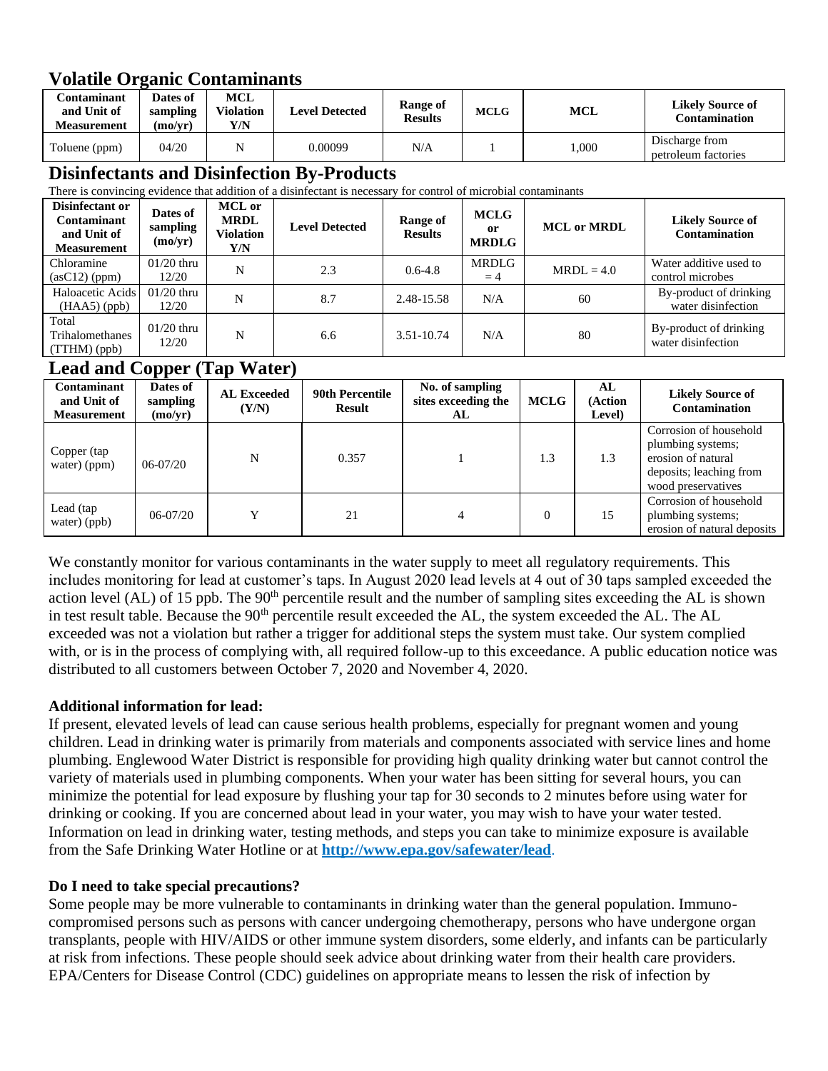## Volatile Organic Contaminants

| Contaminant and Unit of Measurement | Dates of sampling (mo/yr) | MCL Violation Y/N | Level Detected | Range of Results | MCLG | MCL | Likely Source of Contamination |
|---|---|---|---|---|---|---|---|
| Toluene (ppm) | 04/20 | N | 0.00099 | N/A | 1 | 1,000 | Discharge from petroleum factories |

## Disinfectants and Disinfection By-Products

There is convincing evidence that addition of a disinfectant is necessary for control of microbial contaminants

| Disinfectant or Contaminant and Unit of Measurement | Dates of sampling (mo/yr) | MCL or MRDL Violation Y/N | Level Detected | Range of Results | MCLG or MRDLG | MCL or MRDL | Likely Source of Contamination |
|---|---|---|---|---|---|---|---|
| Chloramine (asC12) (ppm) | 01/20 thru 12/20 | N | 2.3 | 0.6-4.8 | MRDLG = 4 | MRDL = 4.0 | Water additive used to control microbes |
| Haloacetic Acids (HAA5) (ppb) | 01/20 thru 12/20 | N | 8.7 | 2.48-15.58 | N/A | 60 | By-product of drinking water disinfection |
| Total Trihalomethanes (TTHM) (ppb) | 01/20 thru 12/20 | N | 6.6 | 3.51-10.74 | N/A | 80 | By-product of drinking water disinfection |

## Lead and Copper (Tap Water)

| Contaminant and Unit of Measurement | Dates of sampling (mo/yr) | AL Exceeded (Y/N) | 90th Percentile Result | No. of sampling sites exceeding the AL | MCLG | AL (Action Level) | Likely Source of Contamination |
|---|---|---|---|---|---|---|---|
| Copper (tap water) (ppm) | 06-07/20 | N | 0.357 | 1 | 1.3 | 1.3 | Corrosion of household plumbing systems; erosion of natural deposits; leaching from wood preservatives |
| Lead (tap water) (ppb) | 06-07/20 | Y | 21 | 4 | 0 | 15 | Corrosion of household plumbing systems; erosion of natural deposits |

We constantly monitor for various contaminants in the water supply to meet all regulatory requirements. This includes monitoring for lead at customer's taps. In August 2020 lead levels at 4 out of 30 taps sampled exceeded the action level (AL) of 15 ppb. The 90th percentile result and the number of sampling sites exceeding the AL is shown in test result table. Because the 90th percentile result exceeded the AL, the system exceeded the AL. The AL exceeded was not a violation but rather a trigger for additional steps the system must take. Our system complied with, or is in the process of complying with, all required follow-up to this exceedance. A public education notice was distributed to all customers between October 7, 2020 and November 4, 2020.

**Additional information for lead:**

If present, elevated levels of lead can cause serious health problems, especially for pregnant women and young children. Lead in drinking water is primarily from materials and components associated with service lines and home plumbing. Englewood Water District is responsible for providing high quality drinking water but cannot control the variety of materials used in plumbing components. When your water has been sitting for several hours, you can minimize the potential for lead exposure by flushing your tap for 30 seconds to 2 minutes before using water for drinking or cooking. If you are concerned about lead in your water, you may wish to have your water tested. Information on lead in drinking water, testing methods, and steps you can take to minimize exposure is available from the Safe Drinking Water Hotline or at **http://www.epa.gov/safewater/lead**.

**Do I need to take special precautions?**

Some people may be more vulnerable to contaminants in drinking water than the general population. Immuno-compromised persons such as persons with cancer undergoing chemotherapy, persons who have undergone organ transplants, people with HIV/AIDS or other immune system disorders, some elderly, and infants can be particularly at risk from infections. These people should seek advice about drinking water from their health care providers. EPA/Centers for Disease Control (CDC) guidelines on appropriate means to lessen the risk of infection by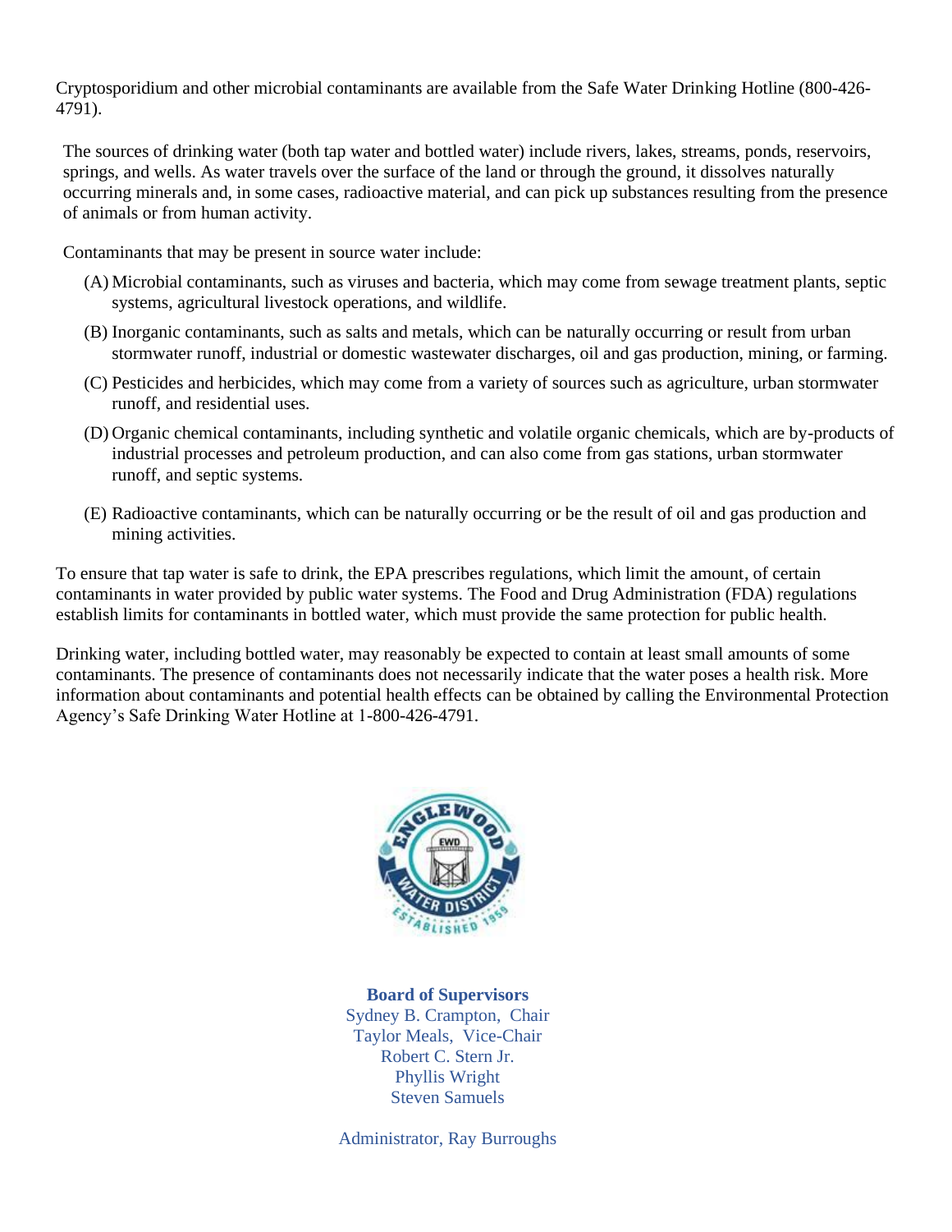Cryptosporidium and other microbial contaminants are available from the Safe Water Drinking Hotline (800-426-4791).

The sources of drinking water (both tap water and bottled water) include rivers, lakes, streams, ponds, reservoirs, springs, and wells. As water travels over the surface of the land or through the ground, it dissolves naturally occurring minerals and, in some cases, radioactive material, and can pick up substances resulting from the presence of animals or from human activity.

Contaminants that may be present in source water include:

(A) Microbial contaminants, such as viruses and bacteria, which may come from sewage treatment plants, septic systems, agricultural livestock operations, and wildlife.

(B) Inorganic contaminants, such as salts and metals, which can be naturally occurring or result from urban stormwater runoff, industrial or domestic wastewater discharges, oil and gas production, mining, or farming.

(C) Pesticides and herbicides, which may come from a variety of sources such as agriculture, urban stormwater runoff, and residential uses.

(D) Organic chemical contaminants, including synthetic and volatile organic chemicals, which are by-products of industrial processes and petroleum production, and can also come from gas stations, urban stormwater runoff, and septic systems.

(E) Radioactive contaminants, which can be naturally occurring or be the result of oil and gas production and mining activities.

To ensure that tap water is safe to drink, the EPA prescribes regulations, which limit the amount, of certain contaminants in water provided by public water systems. The Food and Drug Administration (FDA) regulations establish limits for contaminants in bottled water, which must provide the same protection for public health.

Drinking water, including bottled water, may reasonably be expected to contain at least small amounts of some contaminants. The presence of contaminants does not necessarily indicate that the water poses a health risk. More information about contaminants and potential health effects can be obtained by calling the Environmental Protection Agency's Safe Drinking Water Hotline at 1-800-426-4791.

ENGLEWOOD WATER DISTRICT
EWD
ESTABLISHED 1959

**Board of Supervisors**
Sydney B. Crampton, Chair
Taylor Meals, Vice-Chair
Robert C. Stern Jr.
Phyllis Wright
Steven Samuels

Administrator, Ray Burroughs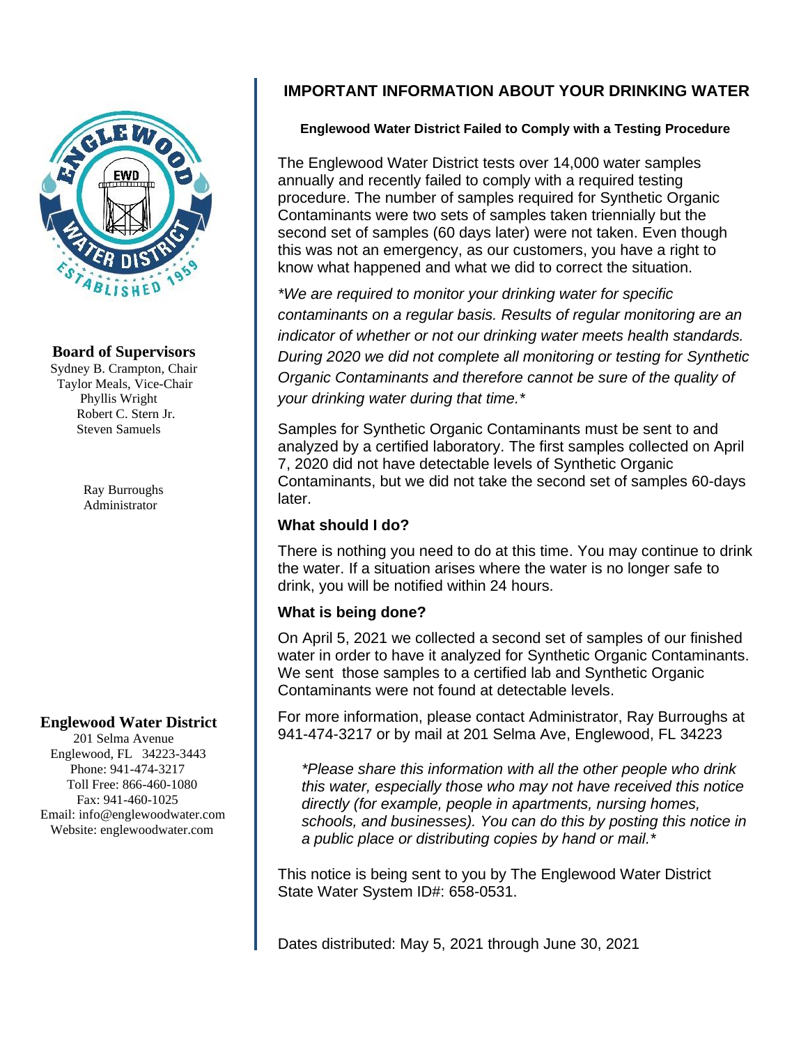Board of Supervisors

Sydney B. Crampton, Chair
Taylor Meals, Vice-Chair
Phyllis Wright
Robert C. Stern Jr.
Steven Samuels

Ray Burroughs
Administrator

**Englewood Water District**

201 Selma Avenue
Englewood, FL 34223-3443
Phone: 941-474-3217
Toll Free: 866-460-1080
Fax: 941-460-1025
Email: info@englewoodwater.com
Website: englewoodwater.com

# IMPORTANT INFORMATION ABOUT YOUR DRINKING WATER

### Englewood Water District Failed to Comply with a Testing Procedure

The Englewood Water District tests over 14,000 water samples annually and recently failed to comply with a required testing procedure. The number of samples required for Synthetic Organic Contaminants were two sets of samples taken triennially but the second set of samples (60 days later) were not taken. Even though this was not an emergency, as our customers, you have a right to know what happened and what we did to correct the situation.

*\*We are required to monitor your drinking water for specific contaminants on a regular basis. Results of regular monitoring are an indicator of whether or not our drinking water meets health standards. During 2020 we did not complete all monitoring or testing for Synthetic Organic Contaminants and therefore cannot be sure of the quality of your drinking water during that time.\**

Samples for Synthetic Organic Contaminants must be sent to and analyzed by a certified laboratory. The first samples collected on April 7, 2020 did not have detectable levels of Synthetic Organic Contaminants, but we did not take the second set of samples 60-days later.

### What should I do?

There is nothing you need to do at this time. You may continue to drink the water. If a situation arises where the water is no longer safe to drink, you will be notified within 24 hours.

### What is being done?

On April 5, 2021 we collected a second set of samples of our finished water in order to have it analyzed for Synthetic Organic Contaminants. We sent those samples to a certified lab and Synthetic Organic Contaminants were not found at detectable levels.

For more information, please contact Administrator, Ray Burroughs at 941-474-3217 or by mail at 201 Selma Ave, Englewood, FL 34223

*\*Please share this information with all the other people who drink this water, especially those who may not have received this notice directly (for example, people in apartments, nursing homes, schools, and businesses). You can do this by posting this notice in a public place or distributing copies by hand or mail.\**

This notice is being sent to you by The Englewood Water District State Water System ID#: 658-0531.

Dates distributed: May 5, 2021 through June 30, 2021